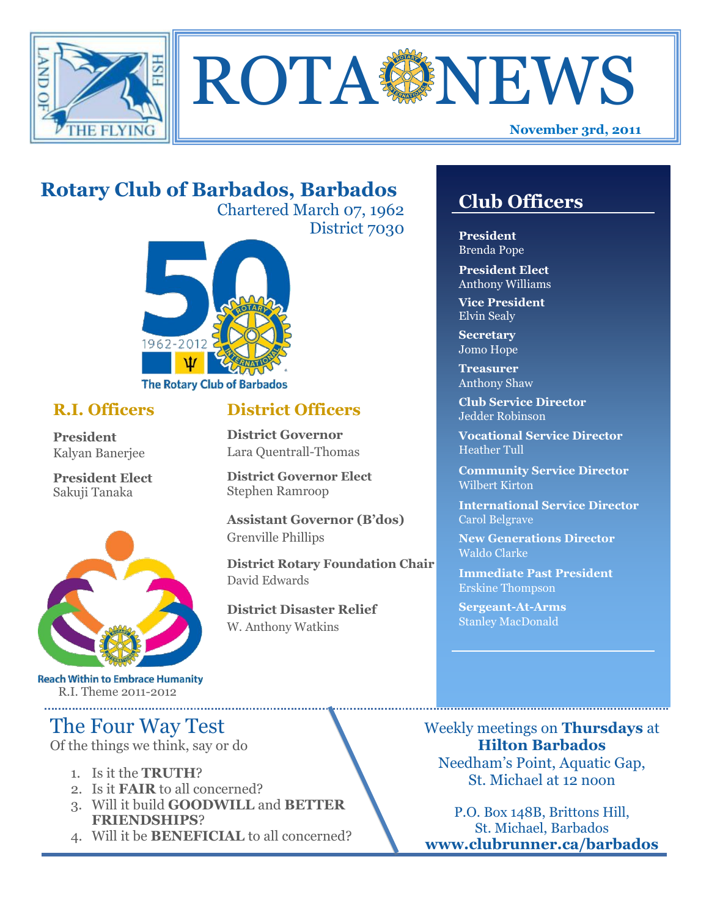# ROTA NEWS

**November 3rd, 2011**

## Rotary Club of Barbados, Barbados

Chartered March 07, 1962
District 7030

1962-2012
The Rotary Club of Barbados

### R.I. Officers

**President**
Kalyan Banerjee

**President Elect**
Sakuji Tanaka

Reach Within to Embrace Humanity
R.I. Theme 2011-2012

### District Officers

**District Governor**
Lara Quentrall-Thomas

**District Governor Elect**
Stephen Ramroop

**Assistant Governor (B'dos)**
Grenville Phillips

**District Rotary Foundation Chair**
David Edwards

**District Disaster Relief**
W. Anthony Watkins

## Club Officers

**President**
Brenda Pope

**President Elect**
Anthony Williams

**Vice President**
Elvin Sealy

**Secretary**
Jomo Hope

**Treasurer**
Anthony Shaw

**Club Service Director**
Jedder Robinson

**Vocational Service Director**
Heather Tull

**Community Service Director**
Wilbert Kirton

**International Service Director**
Carol Belgrave

**New Generations Director**
Waldo Clarke

**Immediate Past President**
Erskine Thompson

**Sergeant-At-Arms**
Stanley MacDonald

## The Four Way Test

Of the things we think, say or do

1. Is it the **TRUTH**?
2. Is it **FAIR** to all concerned?
3. Will it build **GOODWILL** and **BETTER FRIENDSHIPS**?
4. Will it be **BENEFICIAL** to all concerned?

Weekly meetings on **Thursdays** at **Hilton Barbados**
Needham's Point, Aquatic Gap, St. Michael at 12 noon

P.O. Box 148B, Brittons Hill, St. Michael, Barbados
**www.clubrunner.ca/barbados**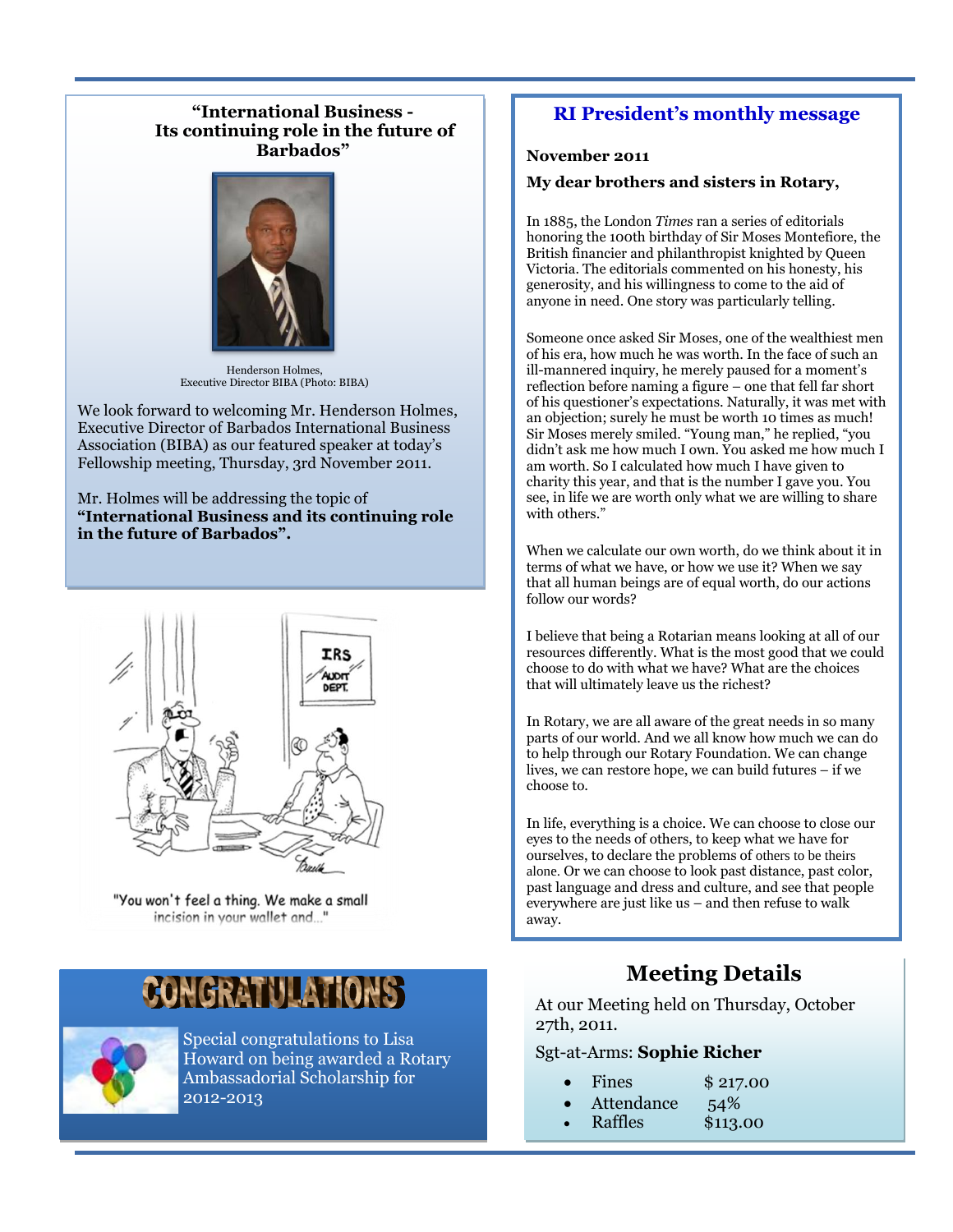## "International Business - Its continuing role in the future of Barbados"

Henderson Holmes, Executive Director BIBA (Photo: BIBA)

We look forward to welcoming Mr. Henderson Holmes, Executive Director of Barbados International Business Association (BIBA) as our featured speaker at today's Fellowship meeting, Thursday, 3rd November 2011.

Mr. Holmes will be addressing the topic of **"International Business and its continuing role in the future of Barbados".**

"You won't feel a thing. We make a small incision in your wallet and..."

## CONGRATULATIONS

Special congratulations to Lisa Howard on being awarded a Rotary Ambassadorial Scholarship for 2012-2013

## RI President's monthly message

**November 2011**

**My dear brothers and sisters in Rotary,**

In 1885, the London *Times* ran a series of editorials honoring the 100th birthday of Sir Moses Montefiore, the British financier and philanthropist knighted by Queen Victoria. The editorials commented on his honesty, his generosity, and his willingness to come to the aid of anyone in need. One story was particularly telling.

Someone once asked Sir Moses, one of the wealthiest men of his era, how much he was worth. In the face of such an ill-mannered inquiry, he merely paused for a moment's reflection before naming a figure – one that fell far short of his questioner's expectations. Naturally, it was met with an objection; surely he must be worth 10 times as much! Sir Moses merely smiled. "Young man," he replied, "you didn't ask me how much I own. You asked me how much I am worth. So I calculated how much I have given to charity this year, and that is the number I gave you. You see, in life we are worth only what we are willing to share with others."

When we calculate our own worth, do we think about it in terms of what we have, or how we use it? When we say that all human beings are of equal worth, do our actions follow our words?

I believe that being a Rotarian means looking at all of our resources differently. What is the most good that we could choose to do with what we have? What are the choices that will ultimately leave us the richest?

In Rotary, we are all aware of the great needs in so many parts of our world. And we all know how much we can do to help through our Rotary Foundation. We can change lives, we can restore hope, we can build futures – if we choose to.

In life, everything is a choice. We can choose to close our eyes to the needs of others, to keep what we have for ourselves, to declare the problems of others to be theirs alone. Or we can choose to look past distance, past color, past language and dress and culture, and see that people everywhere are just like us – and then refuse to walk away.

## Meeting Details

At our Meeting held on Thursday, October 27th, 2011.

Sgt-at-Arms: **Sophie Richer**

- Fines $ 217.00
- Attendance 54%
- Raffles $113.00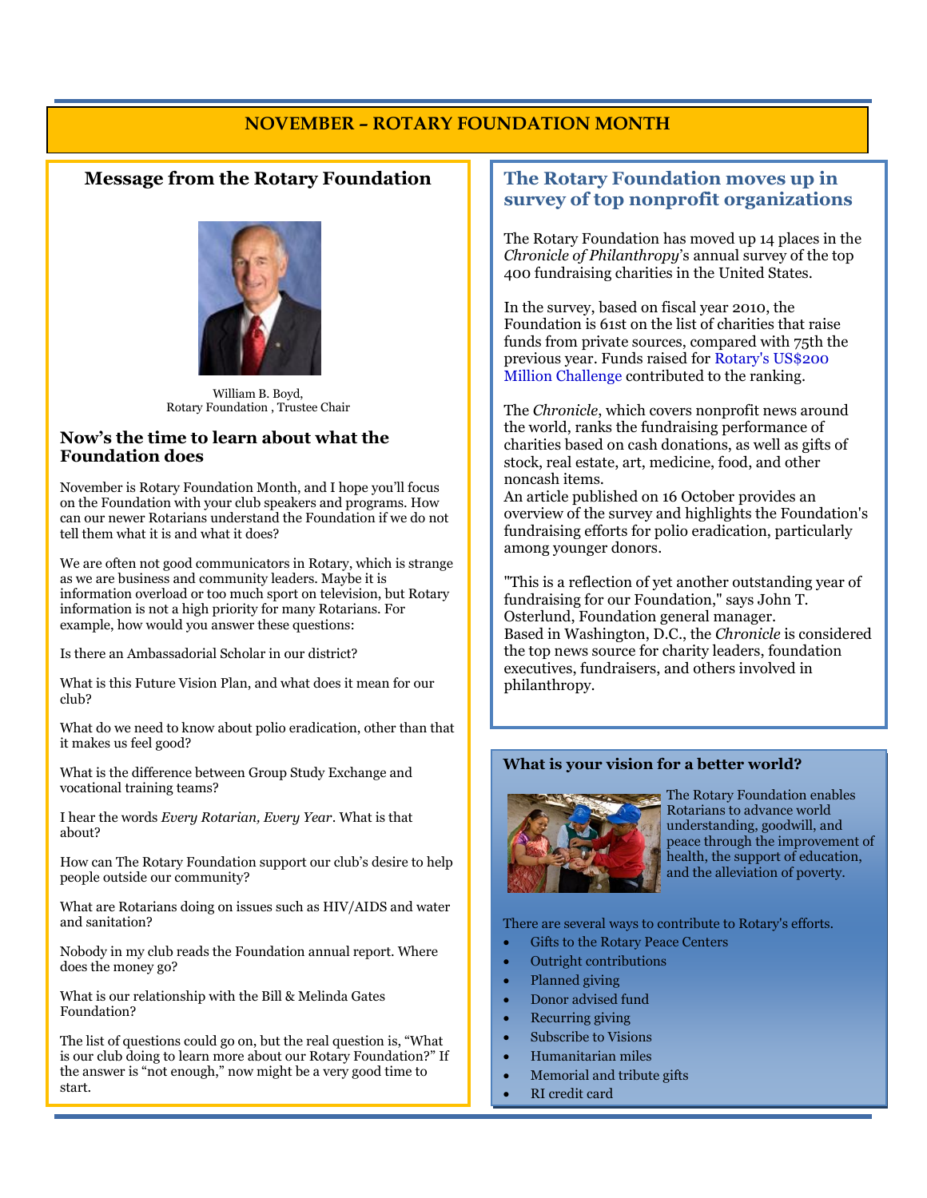# NOVEMBER – ROTARY FOUNDATION MONTH

## Message from the Rotary Foundation

William B. Boyd,
Rotary Foundation , Trustee Chair

### Now's the time to learn about what the Foundation does

November is Rotary Foundation Month, and I hope you'll focus on the Foundation with your club speakers and programs. How can our newer Rotarians understand the Foundation if we do not tell them what it is and what it does?

We are often not good communicators in Rotary, which is strange as we are business and community leaders. Maybe it is information overload or too much sport on television, but Rotary information is not a high priority for many Rotarians. For example, how would you answer these questions:

Is there an Ambassadorial Scholar in our district?

What is this Future Vision Plan, and what does it mean for our club?

What do we need to know about polio eradication, other than that it makes us feel good?

What is the difference between Group Study Exchange and vocational training teams?

I hear the words *Every Rotarian, Every Year*. What is that about?

How can The Rotary Foundation support our club's desire to help people outside our community?

What are Rotarians doing on issues such as HIV/AIDS and water and sanitation?

Nobody in my club reads the Foundation annual report. Where does the money go?

What is our relationship with the Bill & Melinda Gates Foundation?

The list of questions could go on, but the real question is, "What is our club doing to learn more about our Rotary Foundation?" If the answer is "not enough," now might be a very good time to start.

## The Rotary Foundation moves up in survey of top nonprofit organizations

The Rotary Foundation has moved up 14 places in the *Chronicle of Philanthropy*'s annual survey of the top 400 fundraising charities in the United States.

In the survey, based on fiscal year 2010, the Foundation is 61st on the list of charities that raise funds from private sources, compared with 75th the previous year. Funds raised for Rotary's US$200 Million Challenge contributed to the ranking.

The *Chronicle*, which covers nonprofit news around the world, ranks the fundraising performance of charities based on cash donations, as well as gifts of stock, real estate, art, medicine, food, and other noncash items.
An article published on 16 October provides an overview of the survey and highlights the Foundation's fundraising efforts for polio eradication, particularly among younger donors.

"This is a reflection of yet another outstanding year of fundraising for our Foundation," says John T. Osterlund, Foundation general manager.
Based in Washington, D.C., the *Chronicle* is considered the top news source for charity leaders, foundation executives, fundraisers, and others involved in philanthropy.

### What is your vision for a better world?

The Rotary Foundation enables Rotarians to advance world understanding, goodwill, and peace through the improvement of health, the support of education, and the alleviation of poverty.

There are several ways to contribute to Rotary's efforts.

- Gifts to the Rotary Peace Centers
- Outright contributions
- Planned giving
- Donor advised fund
- Recurring giving
- Subscribe to Visions
- Humanitarian miles
- Memorial and tribute gifts
- RI credit card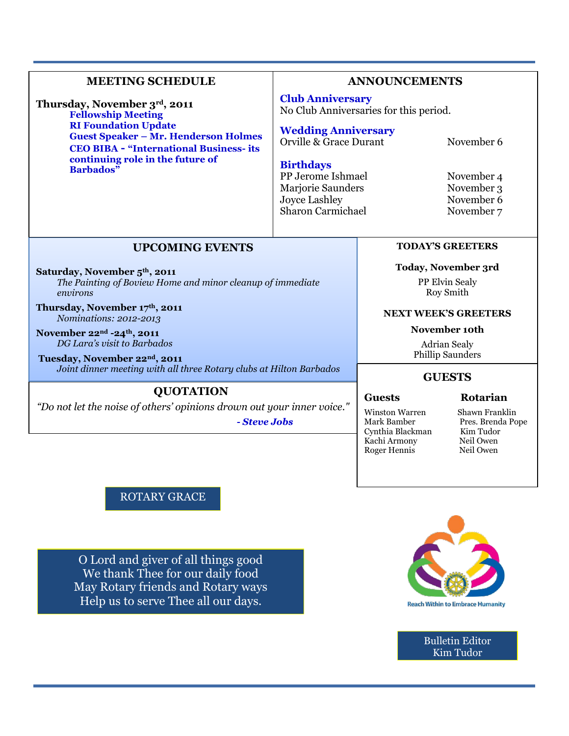## MEETING SCHEDULE

**Thursday, November 3rd, 2011**

**Fellowship Meeting**
**RI Foundation Update**
**Guest Speaker – Mr. Henderson Holmes**
**CEO BIBA - "International Business- its continuing role in the future of Barbados"**

## ANNOUNCEMENTS

**Club Anniversary**
No Club Anniversaries for this period.

**Wedding Anniversary**

| | |
|---|---|
| Orville & Grace Durant | November 6 |

**Birthdays**

| | |
|---|---|
| PP Jerome Ishmael | November 4 |
| Marjorie Saunders | November 3 |
| Joyce Lashley | November 6 |
| Sharon Carmichael | November 7 |

## UPCOMING EVENTS

**Saturday, November 5th, 2011**
*The Painting of Boview Home and minor cleanup of immediate environs*

**Thursday, November 17th, 2011**
*Nominations: 2012-2013*

**November 22nd -24th, 2011**
*DG Lara's visit to Barbados*

**Tuesday, November 22nd, 2011**
*Joint dinner meeting with all three Rotary clubs at Hilton Barbados*

## TODAY'S GREETERS

**Today, November 3rd**

PP Elvin Sealy
Roy Smith

**NEXT WEEK'S GREETERS**

**November 10th**

Adrian Sealy
Phillip Saunders

## QUOTATION

*"Do not let the noise of others' opinions drown out your inner voice."*

***- Steve Jobs***

## GUESTS

| Guests | Rotarian |
|---|---|
| Winston Warren | Shawn Franklin |
| Mark Bamber | Pres. Brenda Pope |
| Cynthia Blackman | Kim Tudor |
| Kachi Armony | Neil Owen |
| Roger Hennis | Neil Owen |

## ROTARY GRACE

O Lord and giver of all things good
We thank Thee for our daily food
May Rotary friends and Rotary ways
Help us to serve Thee all our days.

Reach Within to Embrace Humanity

Bulletin Editor
Kim Tudor